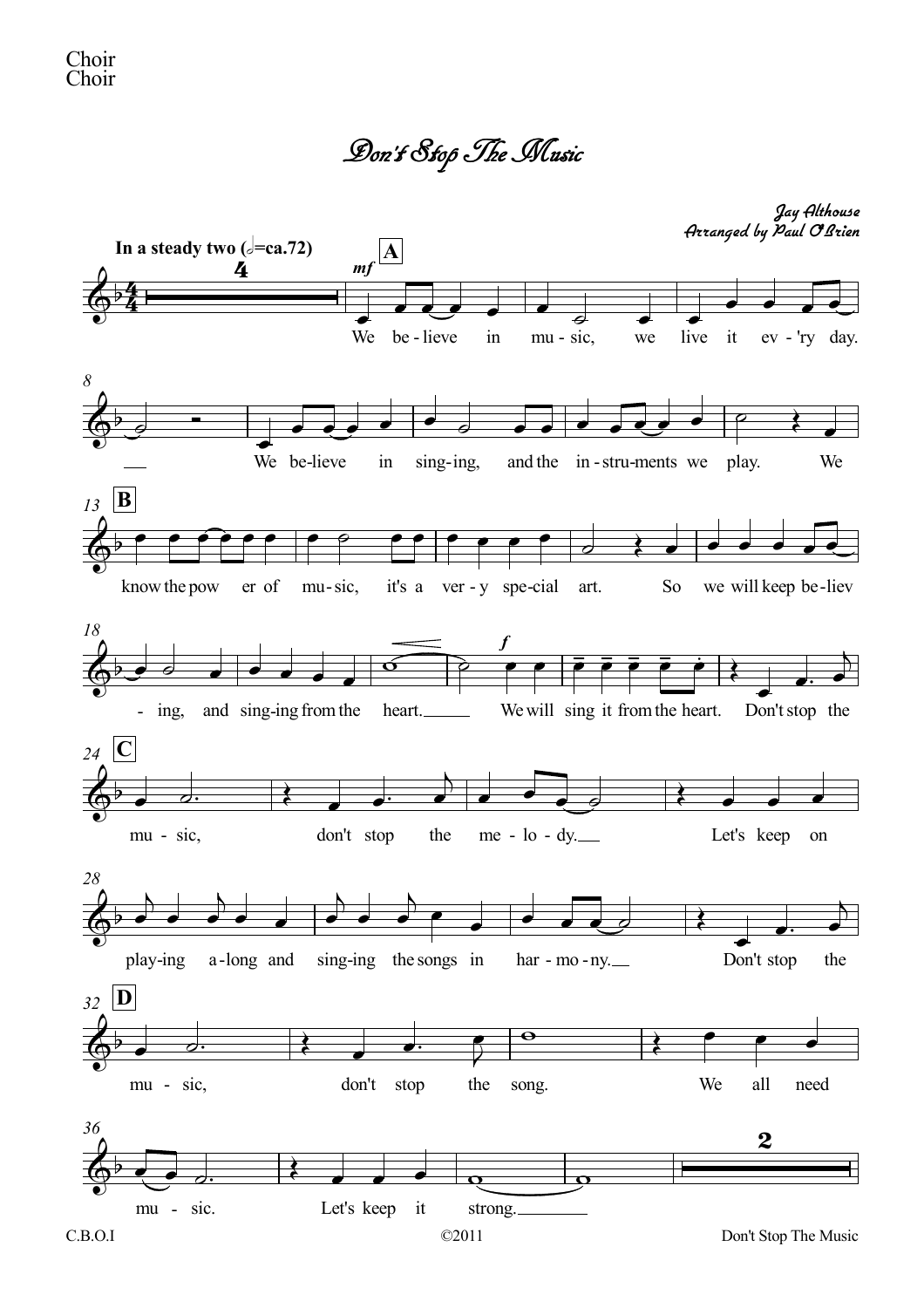Choir
Choir

# Don't Stop The Music

Jay Althouse
Arranged by Paul O'Brien

**In a steady two (𝅗𝅥=ca.72)**

**A**

We be - lieve in mu - sic, we live it ev - 'ry day. We be-lieve in sing-ing, and the in - stru-ments we play. We

**B**

know the pow er of mu - sic, it's a ver - y spe-cial art. So we will keep be-liev - ing, and sing-ing from the heart. We will sing it from the heart. Don't stop the

**C**

mu - sic, don't stop the me - lo - dy. Let's keep on play-ing a-long and sing-ing the songs in har - mo - ny. Don't stop the

**D**

mu - sic, don't stop the song. We all need mu - sic. Let's keep it strong.

C.B.O.I ©2011 Don't Stop The Music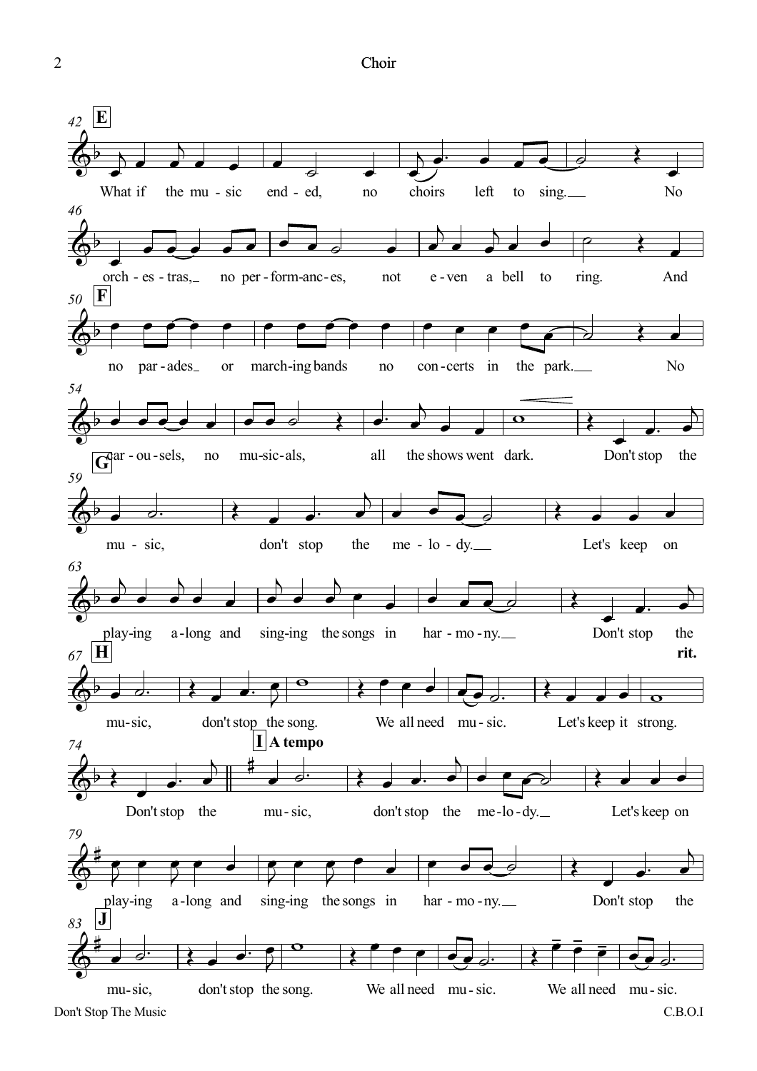**E**

What if the music ended, no choirs left to sing. No orchestras, no performances, not even a bell to ring. And

**F**

no parades or marching bands no concerts in the park. No carousels, no musicals, all the shows went dark.

**G**

Don't stop the music, don't stop the melody. Let's keep on playing along and singing the songs in harmony. Don't stop the

**H**

music, don't stop the song. We all need music. Let's keep it strong. *rit.*

Don't stop the

**I** **A tempo**

music, don't stop the melody. Let's keep on playing along and singing the songs in harmony. Don't stop the

**J**

music, don't stop the song. We all need music. We all need music.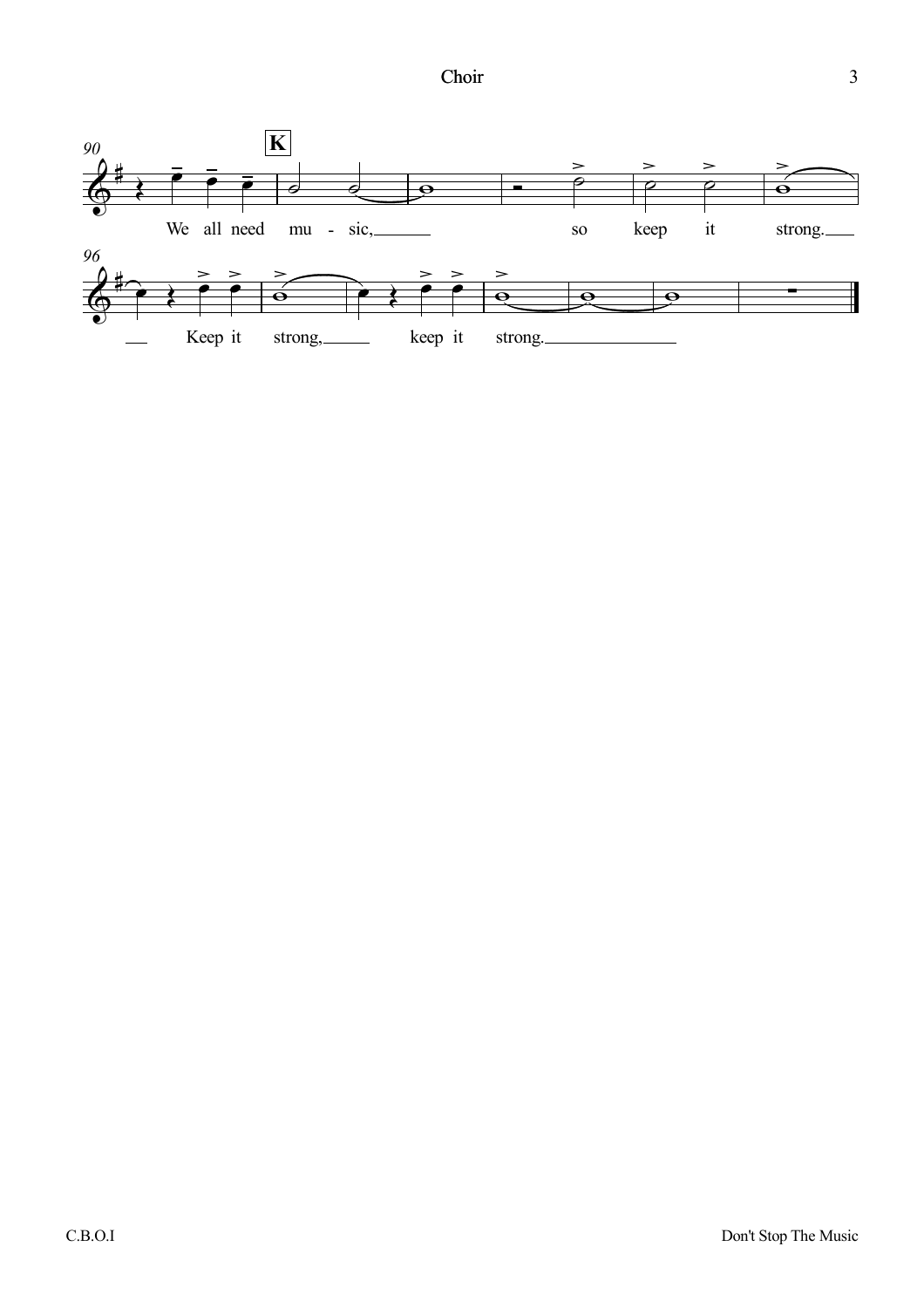90

K

We all need mu - sic, so keep it strong.

96

Keep it strong, keep it strong.